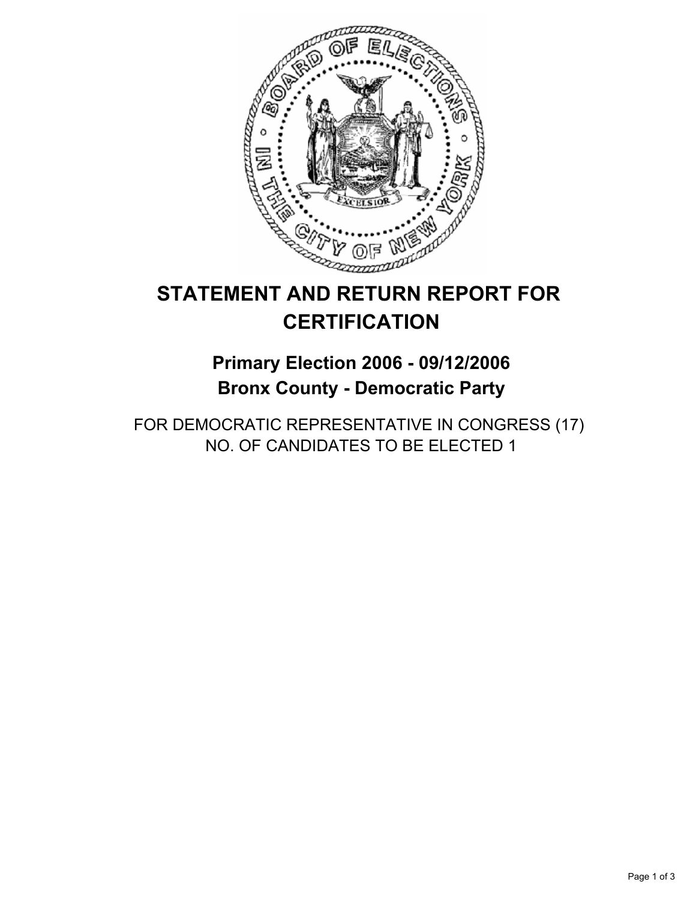# STATEMENT AND RETURN REPORT FOR CERTIFICATION

## Primary Election 2006 - 09/12/2006
## Bronx County - Democratic Party

FOR DEMOCRATIC REPRESENTATIVE IN CONGRESS (17)
NO. OF CANDIDATES TO BE ELECTED 1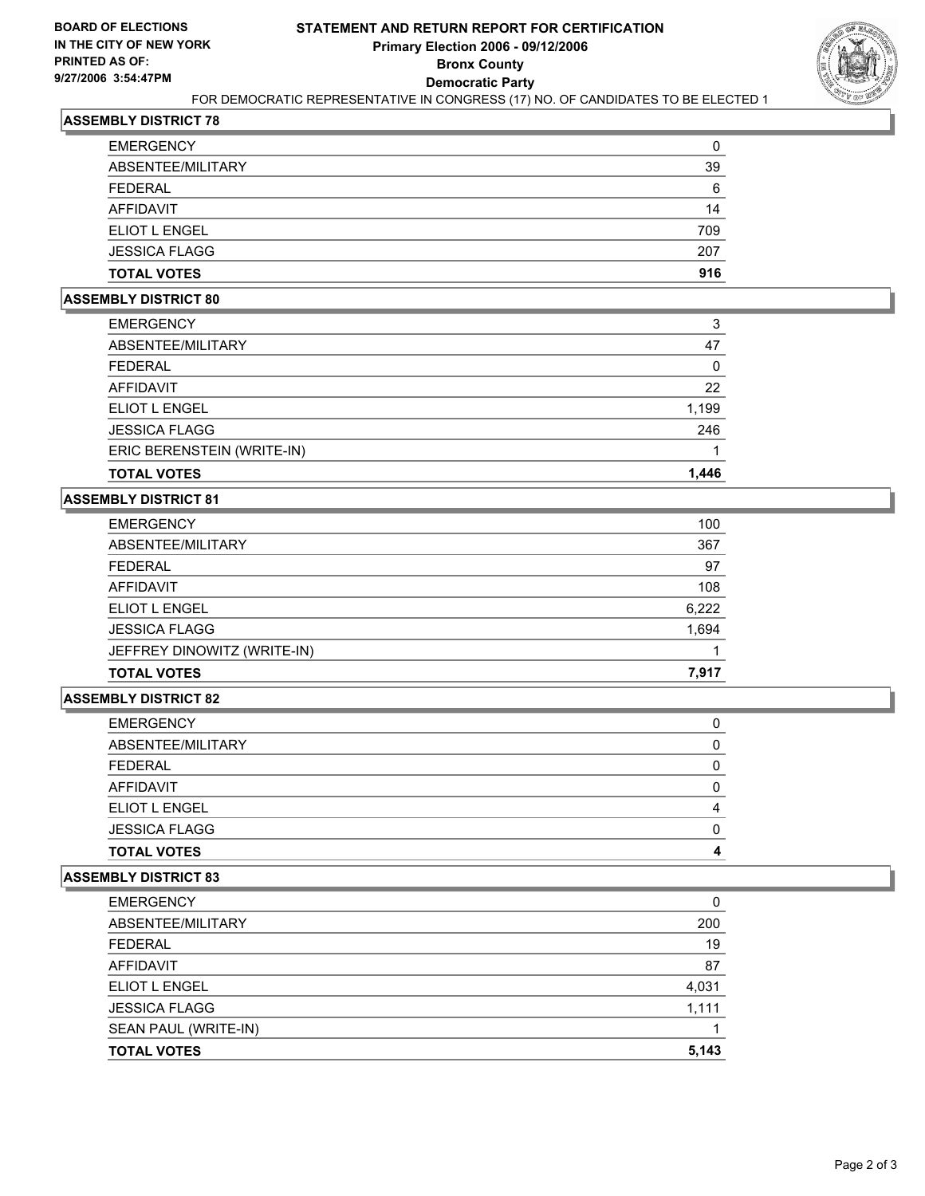**BOARD OF ELECTIONS IN THE CITY OF NEW YORK PRINTED AS OF: 9/27/2006 3:54:47PM**

# STATEMENT AND RETURN REPORT FOR CERTIFICATION
## Primary Election 2006 - 09/12/2006
## Bronx County
## Democratic Party

FOR DEMOCRATIC REPRESENTATIVE IN CONGRESS (17) NO. OF CANDIDATES TO BE ELECTED 1

### ASSEMBLY DISTRICT 78

| | |
|---|---|
| EMERGENCY | 0 |
| ABSENTEE/MILITARY | 39 |
| FEDERAL | 6 |
| AFFIDAVIT | 14 |
| ELIOT L ENGEL | 709 |
| JESSICA FLAGG | 207 |
| **TOTAL VOTES** | **916** |

### ASSEMBLY DISTRICT 80

| | |
|---|---|
| EMERGENCY | 3 |
| ABSENTEE/MILITARY | 47 |
| FEDERAL | 0 |
| AFFIDAVIT | 22 |
| ELIOT L ENGEL | 1,199 |
| JESSICA FLAGG | 246 |
| ERIC BERENSTEIN (WRITE-IN) | 1 |
| **TOTAL VOTES** | **1,446** |

### ASSEMBLY DISTRICT 81

| | |
|---|---|
| EMERGENCY | 100 |
| ABSENTEE/MILITARY | 367 |
| FEDERAL | 97 |
| AFFIDAVIT | 108 |
| ELIOT L ENGEL | 6,222 |
| JESSICA FLAGG | 1,694 |
| JEFFREY DINOWITZ (WRITE-IN) | 1 |
| **TOTAL VOTES** | **7,917** |

### ASSEMBLY DISTRICT 82

| | |
|---|---|
| EMERGENCY | 0 |
| ABSENTEE/MILITARY | 0 |
| FEDERAL | 0 |
| AFFIDAVIT | 0 |
| ELIOT L ENGEL | 4 |
| JESSICA FLAGG | 0 |
| **TOTAL VOTES** | **4** |

### ASSEMBLY DISTRICT 83

| | |
|---|---|
| EMERGENCY | 0 |
| ABSENTEE/MILITARY | 200 |
| FEDERAL | 19 |
| AFFIDAVIT | 87 |
| ELIOT L ENGEL | 4,031 |
| JESSICA FLAGG | 1,111 |
| SEAN PAUL (WRITE-IN) | 1 |
| **TOTAL VOTES** | **5,143** |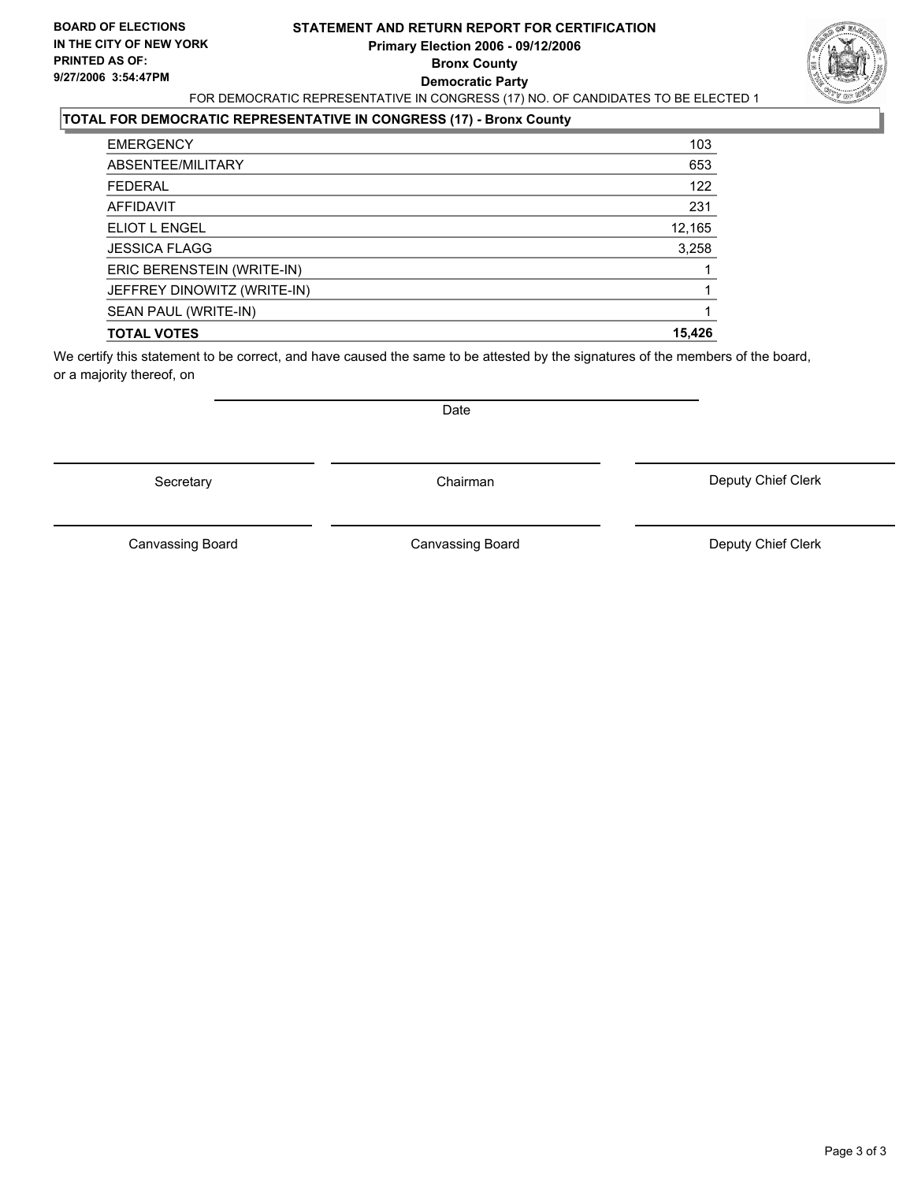**BOARD OF ELECTIONS IN THE CITY OF NEW YORK PRINTED AS OF: 9/27/2006 3:54:47PM**

**STATEMENT AND RETURN REPORT FOR CERTIFICATION**
**Primary Election 2006 - 09/12/2006**
**Bronx County**
**Democratic Party**

FOR DEMOCRATIC REPRESENTATIVE IN CONGRESS (17) NO. OF CANDIDATES TO BE ELECTED 1

**TOTAL FOR DEMOCRATIC REPRESENTATIVE IN CONGRESS (17) - Bronx County**

| | |
|---|---|
| EMERGENCY | 103 |
| ABSENTEE/MILITARY | 653 |
| FEDERAL | 122 |
| AFFIDAVIT | 231 |
| ELIOT L ENGEL | 12,165 |
| JESSICA FLAGG | 3,258 |
| ERIC BERENSTEIN (WRITE-IN) | 1 |
| JEFFREY DINOWITZ (WRITE-IN) | 1 |
| SEAN PAUL (WRITE-IN) | 1 |
| **TOTAL VOTES** | **15,426** |

We certify this statement to be correct, and have caused the same to be attested by the signatures of the members of the board, or a majority thereof, on

Date

Secretary | Chairman | Deputy Chief Clerk

Canvassing Board | Canvassing Board | Deputy Chief Clerk